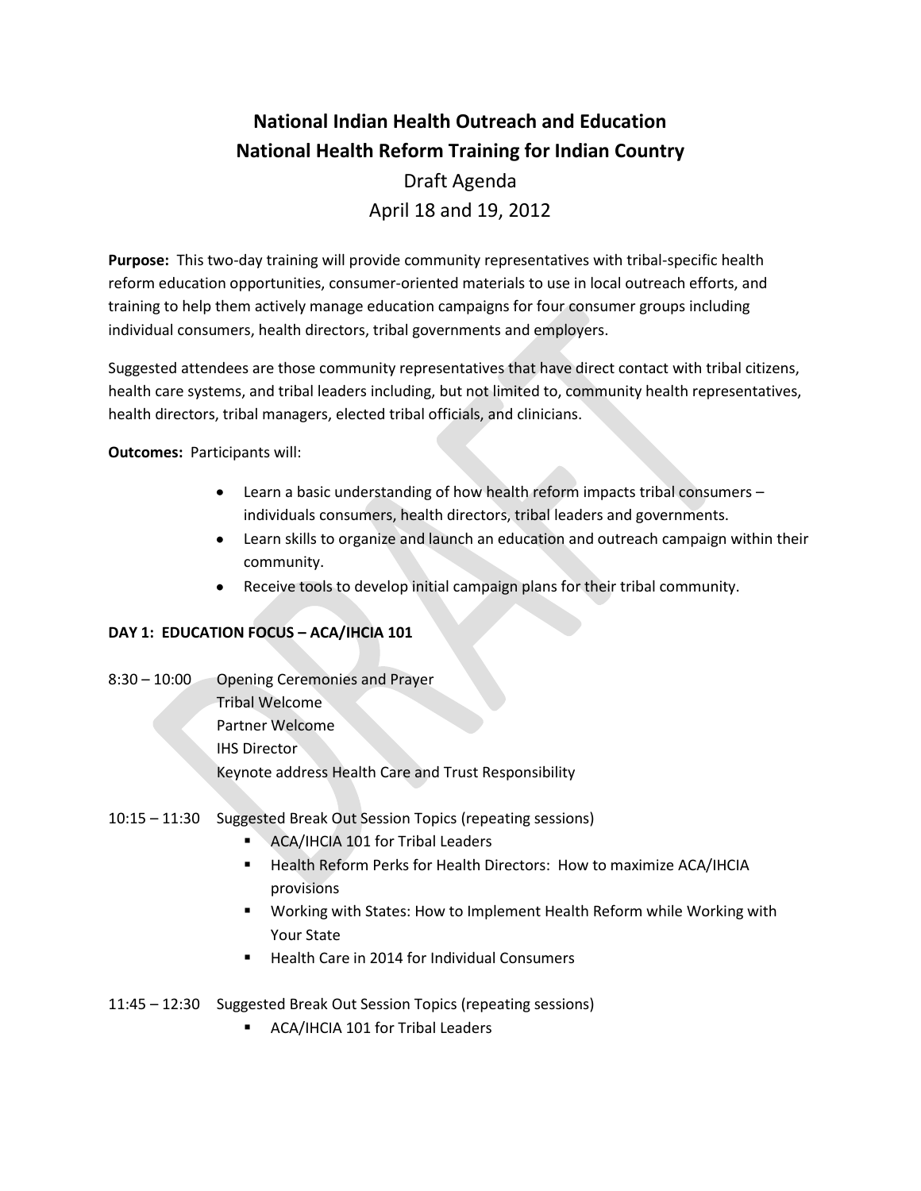# National Indian Health Outreach and Education
# National Health Reform Training for Indian Country

Draft Agenda

April 18 and 19, 2012

**Purpose:** This two-day training will provide community representatives with tribal-specific health reform education opportunities, consumer-oriented materials to use in local outreach efforts, and training to help them actively manage education campaigns for four consumer groups including individual consumers, health directors, tribal governments and employers.

Suggested attendees are those community representatives that have direct contact with tribal citizens, health care systems, and tribal leaders including, but not limited to, community health representatives, health directors, tribal managers, elected tribal officials, and clinicians.

**Outcomes:** Participants will:

- Learn a basic understanding of how health reform impacts tribal consumers – individuals consumers, health directors, tribal leaders and governments.
- Learn skills to organize and launch an education and outreach campaign within their community.
- Receive tools to develop initial campaign plans for their tribal community.

**DAY 1: EDUCATION FOCUS – ACA/IHCIA 101**

8:30 – 10:00 Opening Ceremonies and Prayer
Tribal Welcome
Partner Welcome
IHS Director
Keynote address Health Care and Trust Responsibility

10:15 – 11:30 Suggested Break Out Session Topics (repeating sessions)

- ACA/IHCIA 101 for Tribal Leaders
- Health Reform Perks for Health Directors: How to maximize ACA/IHCIA provisions
- Working with States: How to Implement Health Reform while Working with Your State
- Health Care in 2014 for Individual Consumers

11:45 – 12:30 Suggested Break Out Session Topics (repeating sessions)

- ACA/IHCIA 101 for Tribal Leaders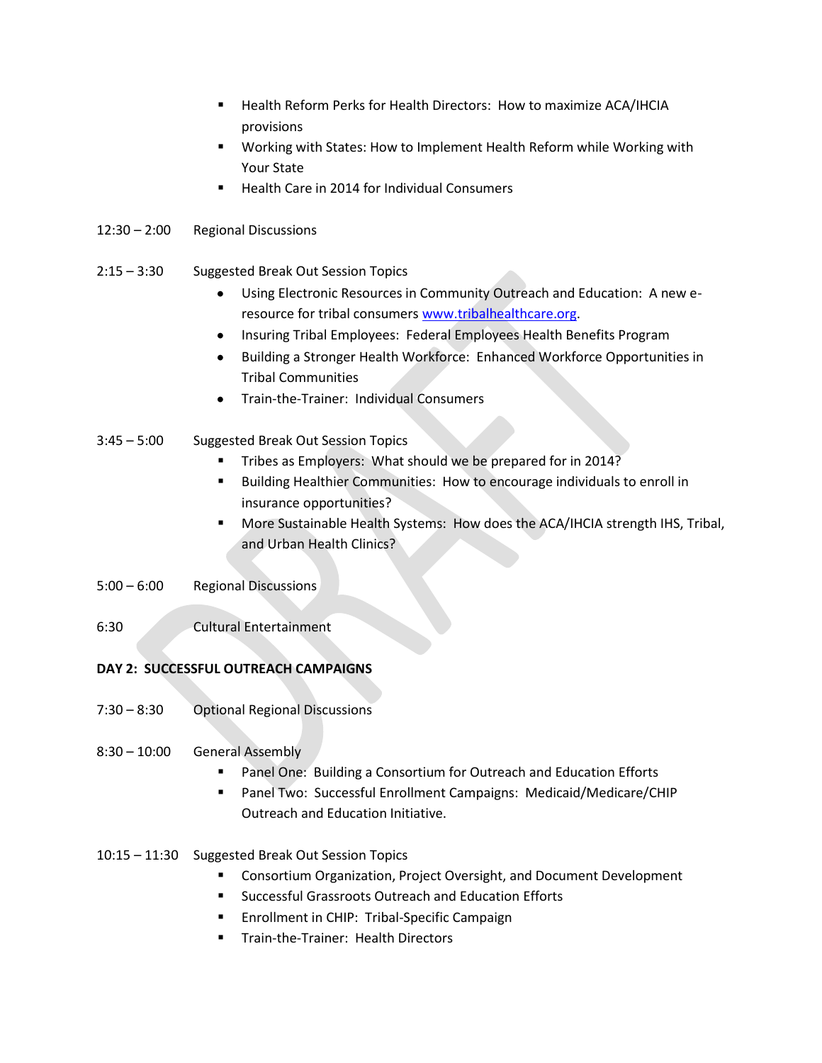- Health Reform Perks for Health Directors: How to maximize ACA/IHCIA provisions
- Working with States: How to Implement Health Reform while Working with Your State
- Health Care in 2014 for Individual Consumers

12:30 – 2:00 Regional Discussions

2:15 – 3:30 Suggested Break Out Session Topics

- Using Electronic Resources in Community Outreach and Education: A new e-resource for tribal consumers [www.tribalhealthcare.org](http://www.tribalhealthcare.org).
- Insuring Tribal Employees: Federal Employees Health Benefits Program
- Building a Stronger Health Workforce: Enhanced Workforce Opportunities in Tribal Communities
- Train-the-Trainer: Individual Consumers

3:45 – 5:00 Suggested Break Out Session Topics

- Tribes as Employers: What should we be prepared for in 2014?
- Building Healthier Communities: How to encourage individuals to enroll in insurance opportunities?
- More Sustainable Health Systems: How does the ACA/IHCIA strength IHS, Tribal, and Urban Health Clinics?

5:00 – 6:00 Regional Discussions

6:30 Cultural Entertainment

**DAY 2: SUCCESSFUL OUTREACH CAMPAIGNS**

7:30 – 8:30 Optional Regional Discussions

8:30 – 10:00 General Assembly

- Panel One: Building a Consortium for Outreach and Education Efforts
- Panel Two: Successful Enrollment Campaigns: Medicaid/Medicare/CHIP Outreach and Education Initiative.

10:15 – 11:30 Suggested Break Out Session Topics

- Consortium Organization, Project Oversight, and Document Development
- Successful Grassroots Outreach and Education Efforts
- Enrollment in CHIP: Tribal-Specific Campaign
- Train-the-Trainer: Health Directors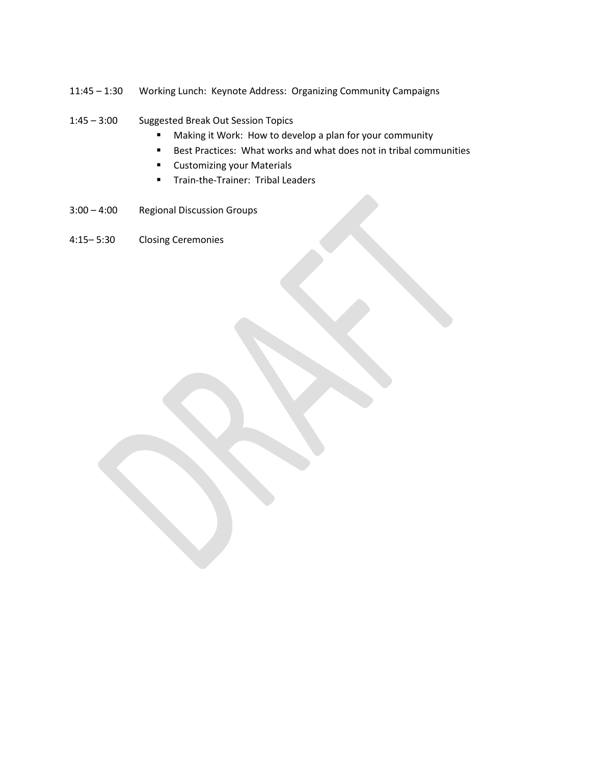11:45 – 1:30 Working Lunch: Keynote Address: Organizing Community Campaigns

1:45 – 3:00 Suggested Break Out Session Topics

- Making it Work: How to develop a plan for your community
- Best Practices: What works and what does not in tribal communities
- Customizing your Materials
- Train-the-Trainer: Tribal Leaders

3:00 – 4:00 Regional Discussion Groups

4:15– 5:30 Closing Ceremonies